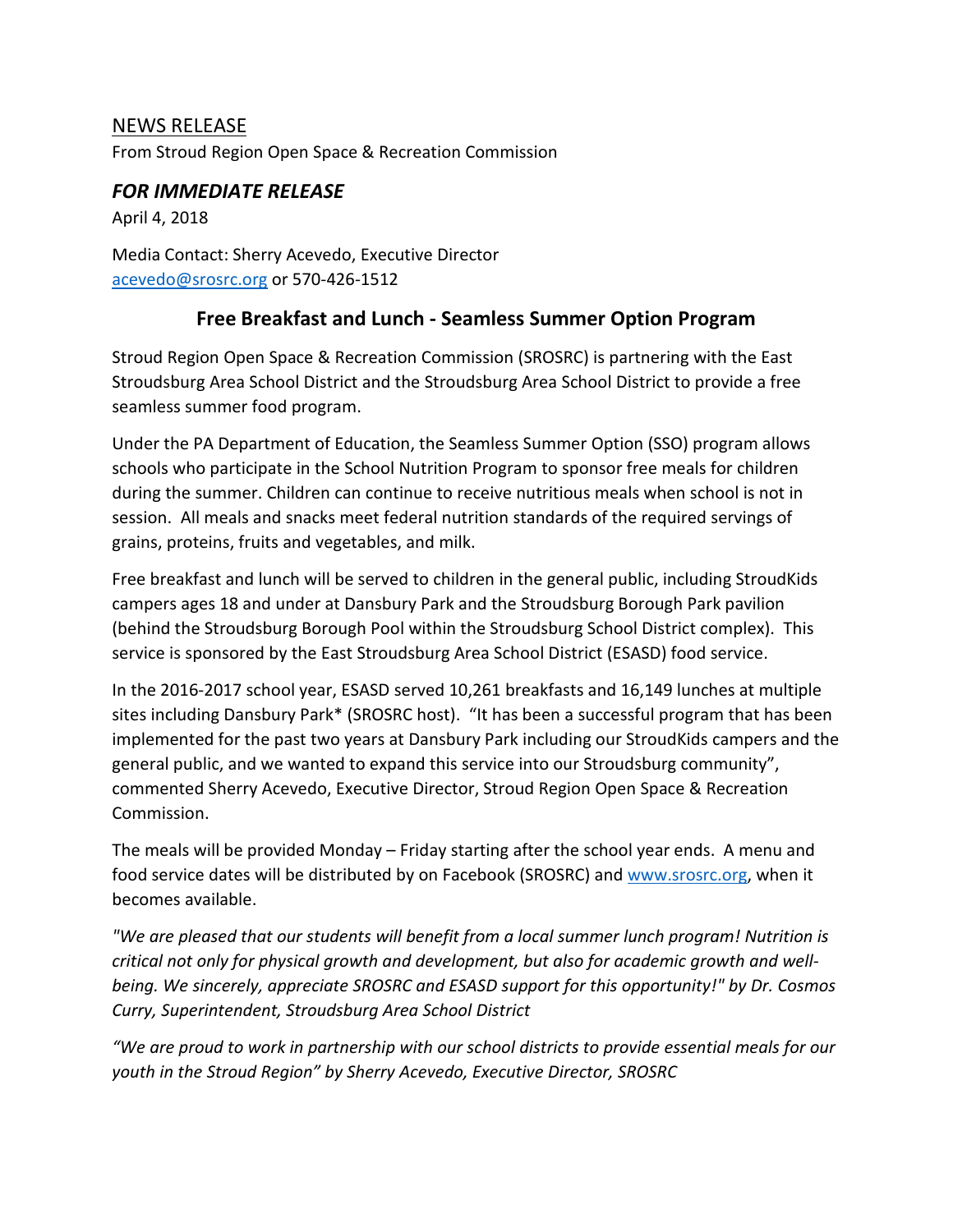NEWS RELEASE

From Stroud Region Open Space & Recreation Commission

## *FOR IMMEDIATE RELEASE*

April 4, 2018

Media Contact: Sherry Acevedo, Executive Director
acevedo@srosrc.org or 570-426-1512

### Free Breakfast and Lunch - Seamless Summer Option Program

Stroud Region Open Space & Recreation Commission (SROSRC) is partnering with the East Stroudsburg Area School District and the Stroudsburg Area School District to provide a free seamless summer food program.

Under the PA Department of Education, the Seamless Summer Option (SSO) program allows schools who participate in the School Nutrition Program to sponsor free meals for children during the summer. Children can continue to receive nutritious meals when school is not in session. All meals and snacks meet federal nutrition standards of the required servings of grains, proteins, fruits and vegetables, and milk.

Free breakfast and lunch will be served to children in the general public, including StroudKids campers ages 18 and under at Dansbury Park and the Stroudsburg Borough Park pavilion (behind the Stroudsburg Borough Pool within the Stroudsburg School District complex). This service is sponsored by the East Stroudsburg Area School District (ESASD) food service.

In the 2016-2017 school year, ESASD served 10,261 breakfasts and 16,149 lunches at multiple sites including Dansbury Park* (SROSRC host). "It has been a successful program that has been implemented for the past two years at Dansbury Park including our StroudKids campers and the general public, and we wanted to expand this service into our Stroudsburg community", commented Sherry Acevedo, Executive Director, Stroud Region Open Space & Recreation Commission.

The meals will be provided Monday – Friday starting after the school year ends. A menu and food service dates will be distributed by on Facebook (SROSRC) and www.srosrc.org, when it becomes available.

*"We are pleased that our students will benefit from a local summer lunch program! Nutrition is critical not only for physical growth and development, but also for academic growth and well-being. We sincerely, appreciate SROSRC and ESASD support for this opportunity!" by Dr. Cosmos Curry, Superintendent, Stroudsburg Area School District*

*"We are proud to work in partnership with our school districts to provide essential meals for our youth in the Stroud Region" by Sherry Acevedo, Executive Director, SROSRC*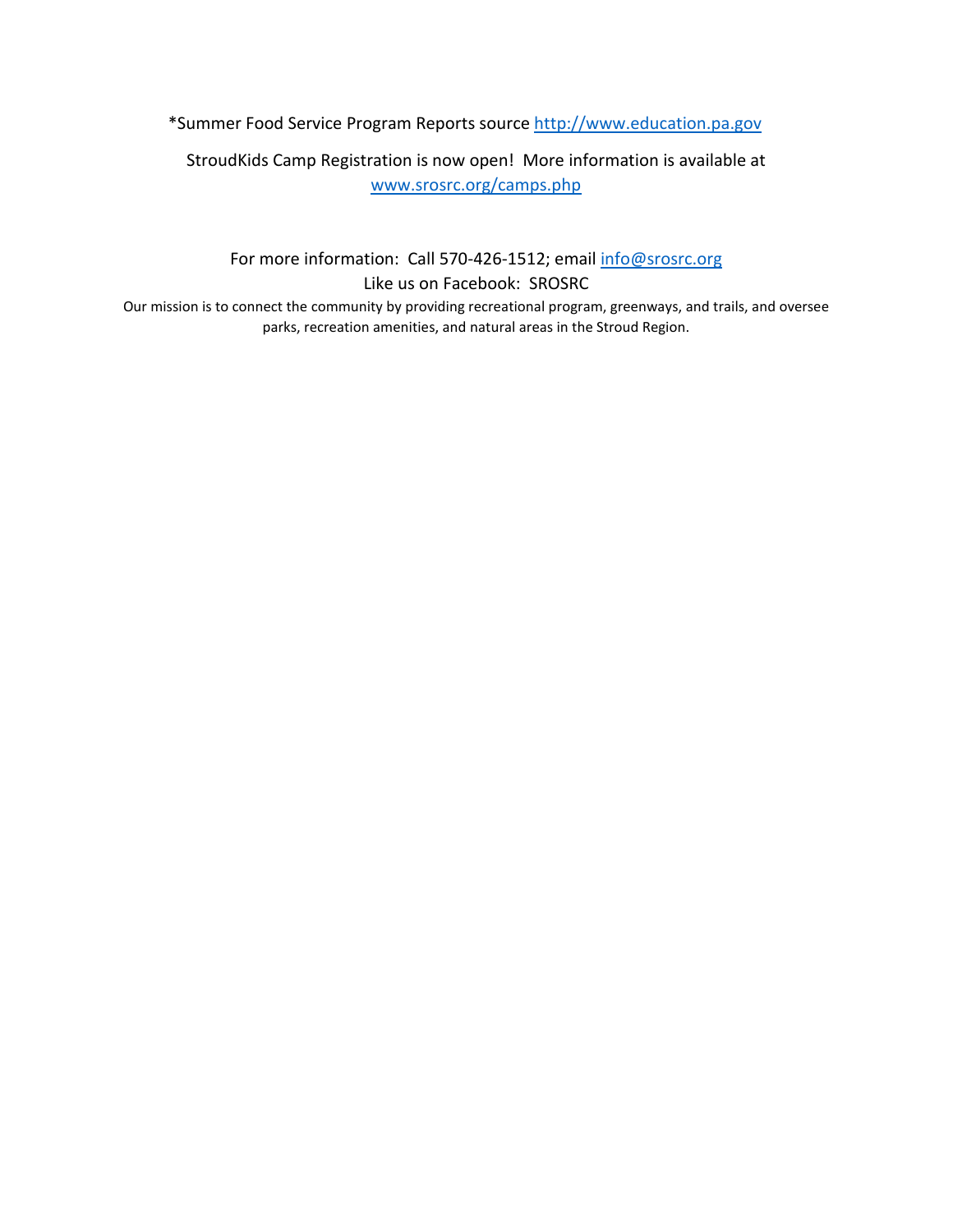*Summer Food Service Program Reports source http://www.education.pa.gov

StroudKids Camp Registration is now open! More information is available at www.srosrc.org/camps.php

For more information: Call 570-426-1512; email info@srosrc.org
Like us on Facebook: SROSRC

Our mission is to connect the community by providing recreational program, greenways, and trails, and oversee parks, recreation amenities, and natural areas in the Stroud Region.